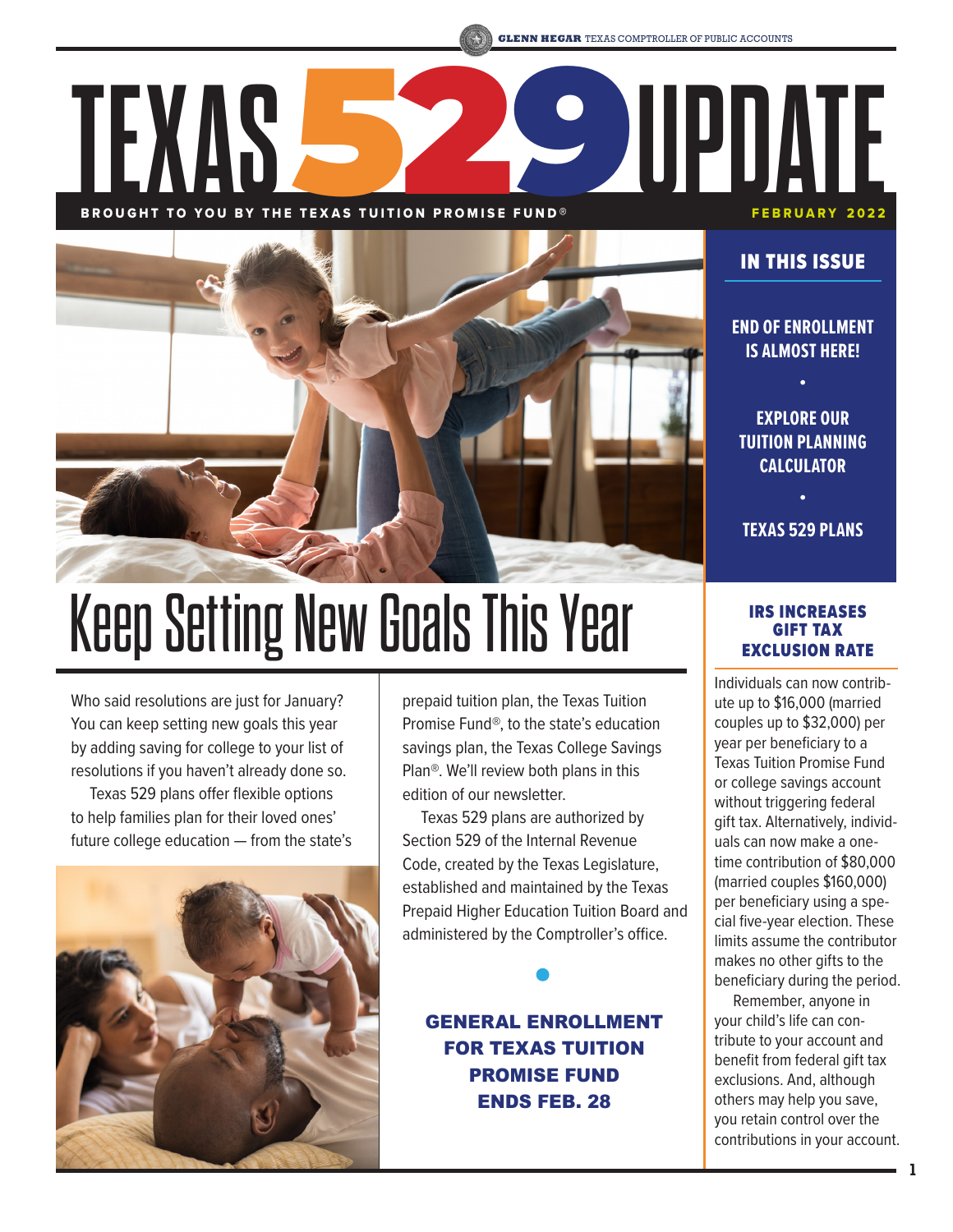GLENN HEGAR TEXAS COMPTROLLER OF PUBLIC ACCOUNTS

# TEXAS 529 UPDATE

BROUGHT TO YOU BY THE TEXAS TUITION PROMISE FUND®

FEBRUARY 2022

## IN THIS ISSUE

- END OF ENROLLMENT IS ALMOST HERE!
- EXPLORE OUR TUITION PLANNING CALCULATOR
- TEXAS 529 PLANS

# Keep Setting New Goals This Year

Who said resolutions are just for January? You can keep setting new goals this year by adding saving for college to your list of resolutions if you haven't already done so.

Texas 529 plans offer flexible options to help families plan for their loved ones' future college education — from the state's prepaid tuition plan, the Texas Tuition Promise Fund®, to the state's education savings plan, the Texas College Savings Plan®. We'll review both plans in this edition of our newsletter.

Texas 529 plans are authorized by Section 529 of the Internal Revenue Code, created by the Texas Legislature, established and maintained by the Texas Prepaid Higher Education Tuition Board and administered by the Comptroller's office.

**GENERAL ENROLLMENT FOR TEXAS TUITION PROMISE FUND ENDS FEB. 28**

## IRS INCREASES GIFT TAX EXCLUSION RATE

Individuals can now contribute up to $16,000 (married couples up to $32,000) per year per beneficiary to a Texas Tuition Promise Fund or college savings account without triggering federal gift tax. Alternatively, individuals can now make a one-time contribution of $80,000 (married couples $160,000) per beneficiary using a special five-year election. These limits assume the contributor makes no other gifts to the beneficiary during the period.

Remember, anyone in your child's life can contribute to your account and benefit from federal gift tax exclusions. And, although others may help you save, you retain control over the contributions in your account.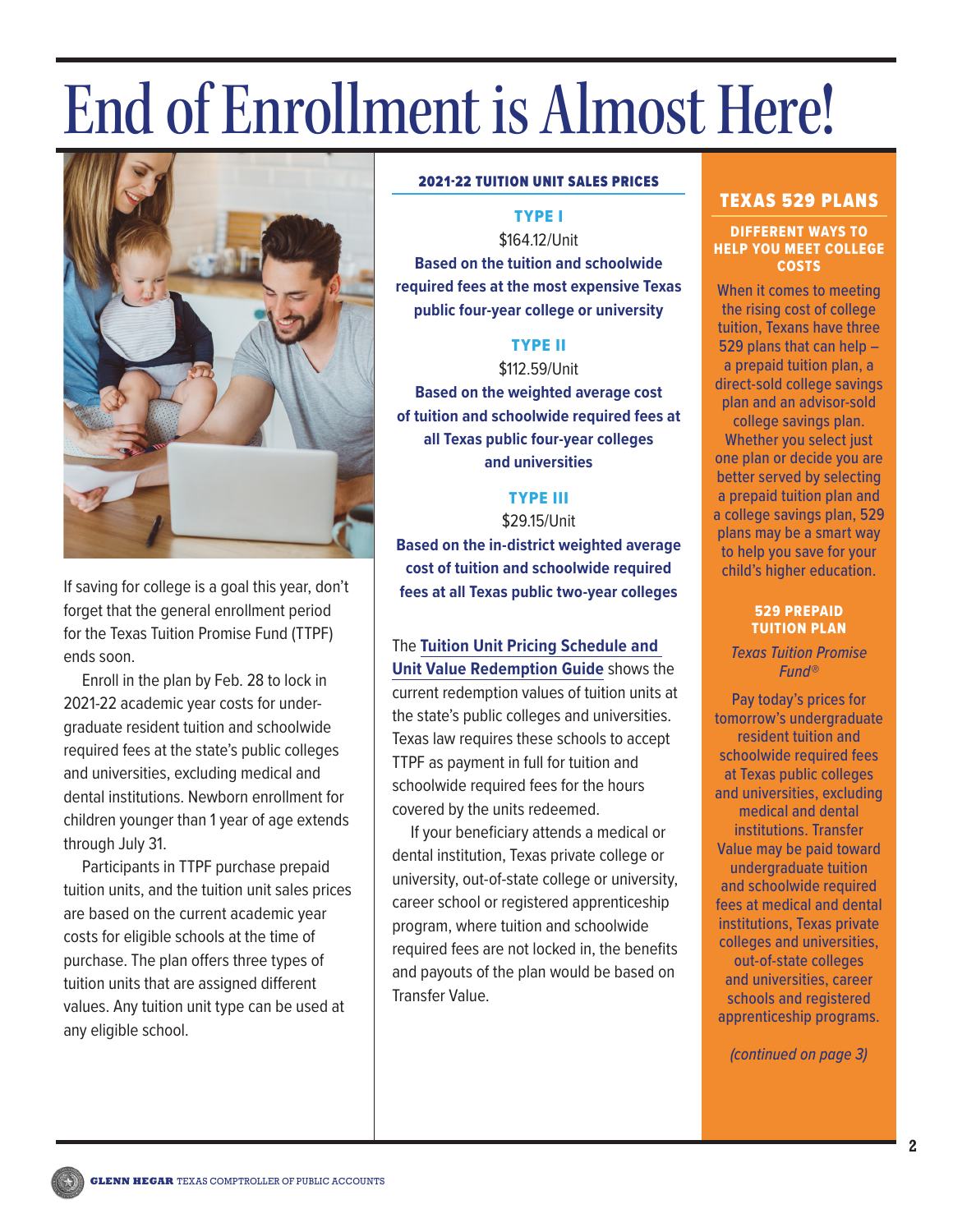# End of Enrollment is Almost Here!

If saving for college is a goal this year, don't forget that the general enrollment period for the Texas Tuition Promise Fund (TTPF) ends soon.

Enroll in the plan by Feb. 28 to lock in 2021-22 academic year costs for undergraduate resident tuition and schoolwide required fees at the state's public colleges and universities, excluding medical and dental institutions. Newborn enrollment for children younger than 1 year of age extends through July 31.

Participants in TTPF purchase prepaid tuition units, and the tuition unit sales prices are based on the current academic year costs for eligible schools at the time of purchase. The plan offers three types of tuition units that are assigned different values. Any tuition unit type can be used at any eligible school.

### 2021-22 TUITION UNIT SALES PRICES

**TYPE I**

$164.12/Unit

**Based on the tuition and schoolwide required fees at the most expensive Texas public four-year college or university**

**TYPE II**

$112.59/Unit

**Based on the weighted average cost of tuition and schoolwide required fees at all Texas public four-year colleges and universities**

**TYPE III**

$29.15/Unit

**Based on the in-district weighted average cost of tuition and schoolwide required fees at all Texas public two-year colleges**

The **Tuition Unit Pricing Schedule and Unit Value Redemption Guide** shows the current redemption values of tuition units at the state's public colleges and universities. Texas law requires these schools to accept TTPF as payment in full for tuition and schoolwide required fees for the hours covered by the units redeemed.

If your beneficiary attends a medical or dental institution, Texas private college or university, out-of-state college or university, career school or registered apprenticeship program, where tuition and schoolwide required fees are not locked in, the benefits and payouts of the plan would be based on Transfer Value.

## TEXAS 529 PLANS

### DIFFERENT WAYS TO HELP YOU MEET COLLEGE COSTS

When it comes to meeting the rising cost of college tuition, Texans have three 529 plans that can help – a prepaid tuition plan, a direct-sold college savings plan and an advisor-sold college savings plan. Whether you select just one plan or decide you are better served by selecting a prepaid tuition plan and a college savings plan, 529 plans may be a smart way to help you save for your child's higher education.

### 529 PREPAID TUITION PLAN

*Texas Tuition Promise Fund®*

Pay today's prices for tomorrow's undergraduate resident tuition and schoolwide required fees at Texas public colleges and universities, excluding medical and dental institutions. Transfer Value may be paid toward undergraduate tuition and schoolwide required fees at medical and dental institutions, Texas private colleges and universities, out-of-state colleges and universities, career schools and registered apprenticeship programs.

*(continued on page 3)*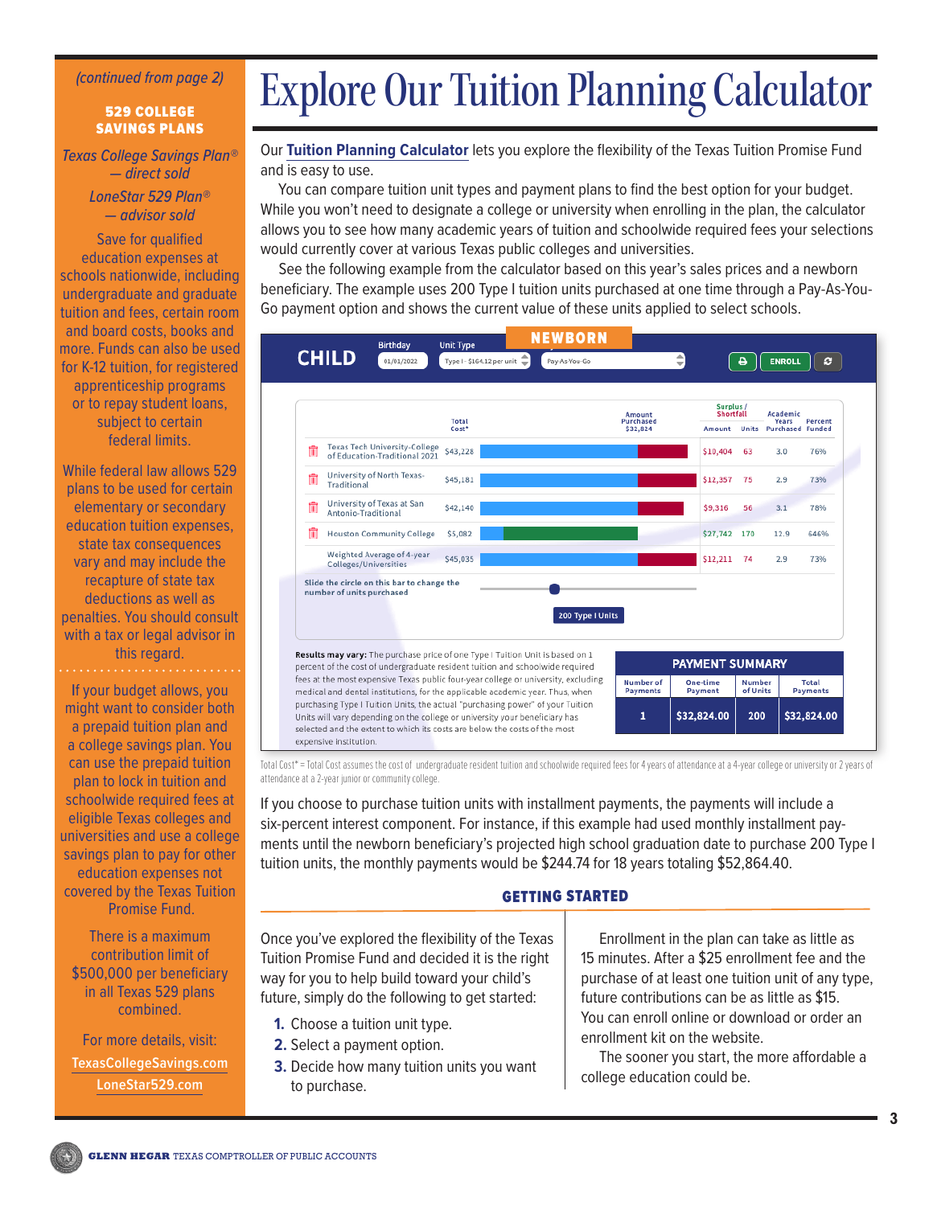*(continued from page 2)*

**529 COLLEGE SAVINGS PLANS**

*Texas College Savings Plan® — direct sold*

*LoneStar 529 Plan® — advisor sold*

Save for qualified education expenses at schools nationwide, including undergraduate and graduate tuition and fees, certain room and board costs, books and more. Funds can also be used for K-12 tuition, for registered apprenticeship programs or to repay student loans, subject to certain federal limits.

While federal law allows 529 plans to be used for certain elementary or secondary education tuition expenses, state tax consequences vary and may include the recapture of state tax deductions as well as penalties. You should consult with a tax or legal advisor in this regard.

If your budget allows, you might want to consider both a prepaid tuition plan and a college savings plan. You can use the prepaid tuition plan to lock in tuition and schoolwide required fees at eligible Texas colleges and universities and use a college savings plan to pay for other education expenses not covered by the Texas Tuition Promise Fund.

There is a maximum contribution limit of $500,000 per beneficiary in all Texas 529 plans combined.

For more details, visit:

TexasCollegeSavings.com

LoneStar529.com

# Explore Our Tuition Planning Calculator

Our **Tuition Planning Calculator** lets you explore the flexibility of the Texas Tuition Promise Fund and is easy to use.

You can compare tuition unit types and payment plans to find the best option for your budget. While you won't need to designate a college or university when enrolling in the plan, the calculator allows you to see how many academic years of tuition and schoolwide required fees your selections would currently cover at various Texas public colleges and universities.

See the following example from the calculator based on this year's sales prices and a newborn beneficiary. The example uses 200 Type I tuition units purchased at one time through a Pay-As-You-Go payment option and shows the current value of these units applied to select schools.

**CHILD** — NEWBORN — Birthday: 01/01/2022 — Unit Type: Type I - $164.12 per unit — Pay-As-You-Go

| | Total Cost* | Amount Purchased $32,824 | Surplus / Shortfall Amount | Units | Academic Years Purchased | Percent Funded |
|---|---|---|---|---|---|---|
| Texas Tech University-College of Education-Traditional 2021 | $43,228 | | $10,404 | 63 | 3.0 | 76% |
| University of North Texas-Traditional | $45,181 | | $12,357 | 75 | 2.9 | 73% |
| University of Texas at San Antonio-Traditional | $42,140 | | $9,316 | 56 | 3.1 | 78% |
| Houston Community College | $5,082 | | $27,742 | 170 | 12.9 | 646% |
| Weighted Average of 4-year Colleges/Universities | $45,035 | | $12,211 | 74 | 2.9 | 73% |

Slide the circle on this bar to change the number of units purchased — 200 Type I Units

**Results may vary:** The purchase price of one Type I Tuition Unit is based on 1 percent of the cost of undergraduate resident tuition and schoolwide required fees at the most expensive Texas public four-year college or university, excluding medical and dental institutions, for the applicable academic year. Thus, when purchasing Type I Tuition Units, the actual "purchasing power" of your Tuition Units will vary depending on the college or university your beneficiary has selected and the extent to which its costs are below the costs of the most expensive institution.

**PAYMENT SUMMARY**

| Number of Payments | One-time Payment | Number of Units | Total Payments |
|---|---|---|---|
| 1 | $32,824.00 | 200 | $32,824.00 |

Total Cost* = Total Cost assumes the cost of undergraduate resident tuition and schoolwide required fees for 4 years of attendance at a 4-year college or university or 2 years of attendance at a 2-year junior or community college.

If you choose to purchase tuition units with installment payments, the payments will include a six-percent interest component. For instance, if this example had used monthly installment payments until the newborn beneficiary's projected high school graduation date to purchase 200 Type I tuition units, the monthly payments would be $244.74 for 18 years totaling $52,864.40.

## GETTING STARTED

Once you've explored the flexibility of the Texas Tuition Promise Fund and decided it is the right way for you to help build toward your child's future, simply do the following to get started:

1. Choose a tuition unit type.
2. Select a payment option.
3. Decide how many tuition units you want to purchase.

Enrollment in the plan can take as little as 15 minutes. After a $25 enrollment fee and the purchase of at least one tuition unit of any type, future contributions can be as little as $15. You can enroll online or download or order an enrollment kit on the website.

The sooner you start, the more affordable a college education could be.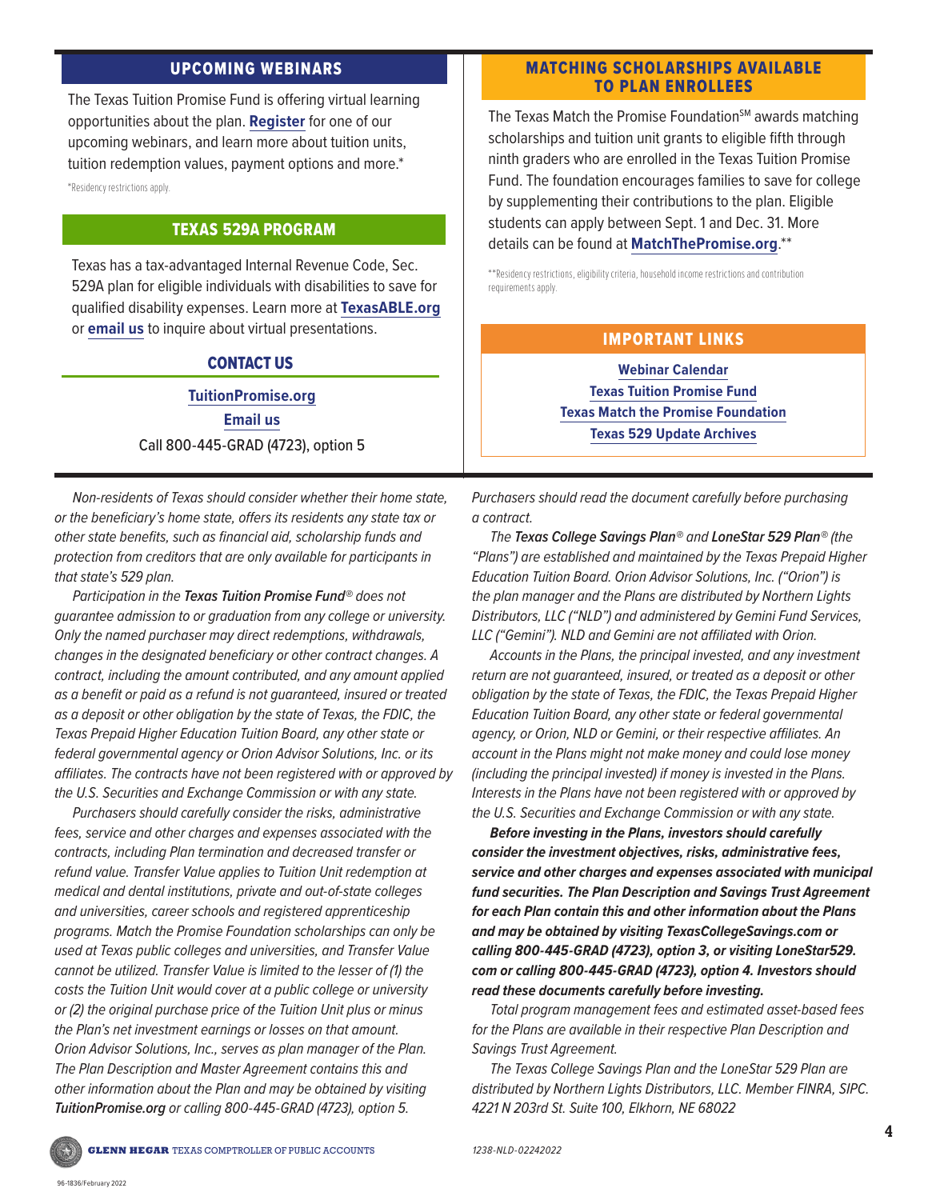## UPCOMING WEBINARS

The Texas Tuition Promise Fund is offering virtual learning opportunities about the plan. **Register** for one of our upcoming webinars, and learn more about tuition units, tuition redemption values, payment options and more.*

*Residency restrictions apply.

## TEXAS 529A PROGRAM

Texas has a tax-advantaged Internal Revenue Code, Sec. 529A plan for eligible individuals with disabilities to save for qualified disability expenses. Learn more at **TexasABLE.org** or **email us** to inquire about virtual presentations.

## CONTACT US

**TuitionPromise.org**

**Email us**

Call 800-445-GRAD (4723), option 5

## MATCHING SCHOLARSHIPS AVAILABLE TO PLAN ENROLLEES

The Texas Match the Promise Foundation℠ awards matching scholarships and tuition unit grants to eligible fifth through ninth graders who are enrolled in the Texas Tuition Promise Fund. The foundation encourages families to save for college by supplementing their contributions to the plan. Eligible students can apply between Sept. 1 and Dec. 31. More details can be found at **MatchThePromise.org**.**

**Residency restrictions, eligibility criteria, household income restrictions and contribution requirements apply.

## IMPORTANT LINKS

**Webinar Calendar**

**Texas Tuition Promise Fund**

**Texas Match the Promise Foundation**

**Texas 529 Update Archives**

*Non-residents of Texas should consider whether their home state, or the beneficiary's home state, offers its residents any state tax or other state benefits, such as financial aid, scholarship funds and protection from creditors that are only available for participants in that state's 529 plan.*

*Participation in the **Texas Tuition Promise Fund**® does not guarantee admission to or graduation from any college or university. Only the named purchaser may direct redemptions, withdrawals, changes in the designated beneficiary or other contract changes. A contract, including the amount contributed, and any amount applied as a benefit or paid as a refund is not guaranteed, insured or treated as a deposit or other obligation by the state of Texas, the FDIC, the Texas Prepaid Higher Education Tuition Board, any other state or federal governmental agency or Orion Advisor Solutions, Inc. or its affiliates. The contracts have not been registered with or approved by the U.S. Securities and Exchange Commission or with any state.*

*Purchasers should carefully consider the risks, administrative fees, service and other charges and expenses associated with the contracts, including Plan termination and decreased transfer or refund value. Transfer Value applies to Tuition Unit redemption at medical and dental institutions, private and out-of-state colleges and universities, career schools and registered apprenticeship programs. Match the Promise Foundation scholarships can only be used at Texas public colleges and universities, and Transfer Value cannot be utilized. Transfer Value is limited to the lesser of (1) the costs the Tuition Unit would cover at a public college or university or (2) the original purchase price of the Tuition Unit plus or minus the Plan's net investment earnings or losses on that amount. Orion Advisor Solutions, Inc., serves as plan manager of the Plan. The Plan Description and Master Agreement contains this and other information about the Plan and may be obtained by visiting **TuitionPromise.org** or calling 800-445-GRAD (4723), option 5. Purchasers should read the document carefully before purchasing a contract.*

*The **Texas College Savings Plan**® and **LoneStar 529 Plan**® (the "Plans") are established and maintained by the Texas Prepaid Higher Education Tuition Board. Orion Advisor Solutions, Inc. ("Orion") is the plan manager and the Plans are distributed by Northern Lights Distributors, LLC ("NLD") and administered by Gemini Fund Services, LLC ("Gemini"). NLD and Gemini are not affiliated with Orion.*

*Accounts in the Plans, the principal invested, and any investment return are not guaranteed, insured, or treated as a deposit or other obligation by the state of Texas, the FDIC, the Texas Prepaid Higher Education Tuition Board, any other state or federal governmental agency, or Orion, NLD or Gemini, or their respective affiliates. An account in the Plans might not make money and could lose money (including the principal invested) if money is invested in the Plans. Interests in the Plans have not been registered with or approved by the U.S. Securities and Exchange Commission or with any state.*

***Before investing in the Plans, investors should carefully consider the investment objectives, risks, administrative fees, service and other charges and expenses associated with municipal fund securities. The Plan Description and Savings Trust Agreement for each Plan contain this and other information about the Plans and may be obtained by visiting TexasCollegeSavings.com or calling 800-445-GRAD (4723), option 3, or visiting LoneStar529.com or calling 800-445-GRAD (4723), option 4. Investors should read these documents carefully before investing.***

*Total program management fees and estimated asset-based fees for the Plans are available in their respective Plan Description and Savings Trust Agreement.*

*The Texas College Savings Plan and the LoneStar 529 Plan are distributed by Northern Lights Distributors, LLC. Member FINRA, SIPC. 4221 N 203rd St. Suite 100, Elkhorn, NE 68022*

**GLENN HEGAR** TEXAS COMPTROLLER OF PUBLIC ACCOUNTS

1238-NLD-02242022

96-1836/February 2022